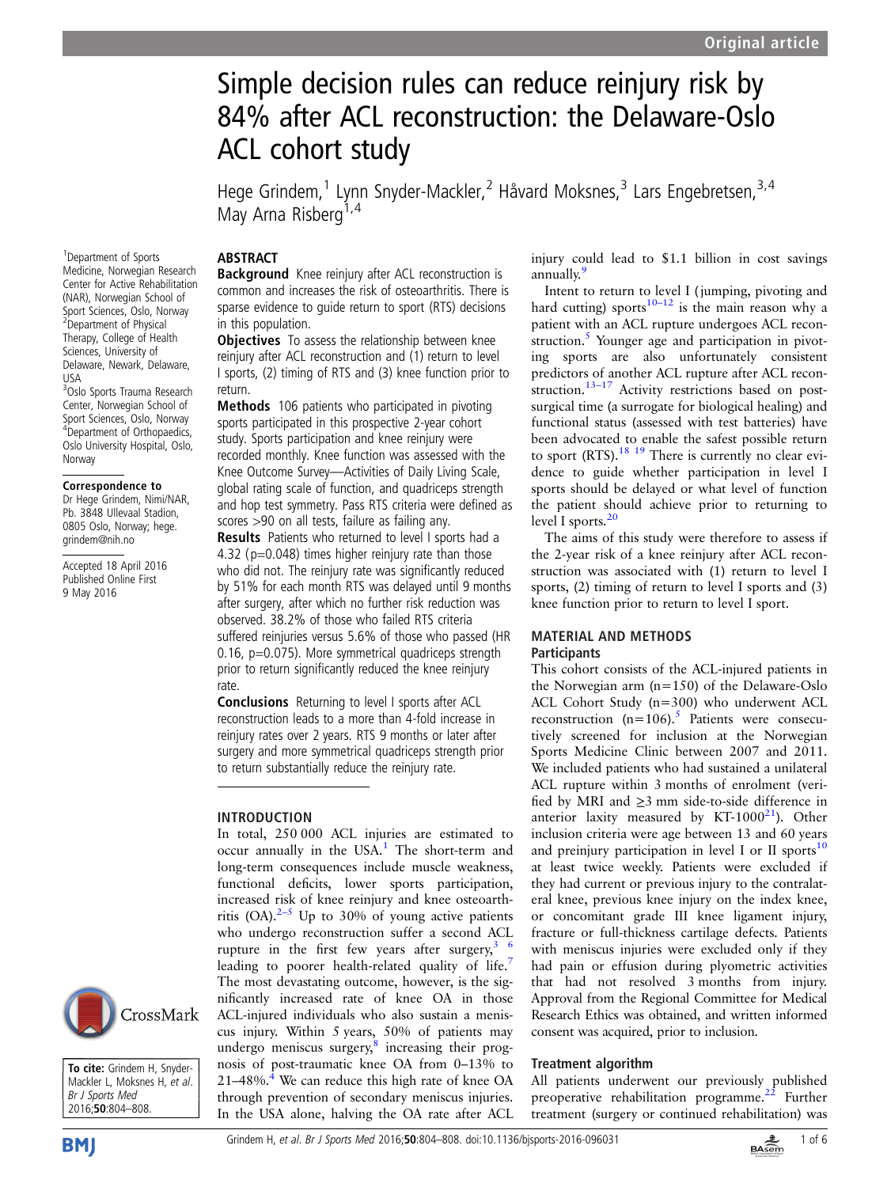# Simple decision rules can reduce reinjury risk by 84% after ACL reconstruction: the Delaware-Oslo ACL cohort study

Hege Grindem,[1] Lynn Snyder-Mackler,[2] Håvard Moksnes,[3] Lars Engebretsen,[3,4] May Arna Risberg[1,4]

[1]Department of Sports Medicine, Norwegian Research Center for Active Rehabilitation (NAR), Norwegian School of Sport Sciences, Oslo, Norway
[2]Department of Physical Therapy, College of Health Sciences, University of Delaware, Newark, Delaware, USA
[3]Oslo Sports Trauma Research Center, Norwegian School of Sport Sciences, Oslo, Norway
[4]Department of Orthopaedics, Oslo University Hospital, Oslo, Norway

**Correspondence to**
Dr Hege Grindem, Nimi/NAR, Pb. 3848 Ullevaal Stadion, 0805 Oslo, Norway; hege.grindem@nih.no

Accepted 18 April 2016
Published Online First 9 May 2016

**To cite:** Grindem H, Snyder-Mackler L, Moksnes H, *et al*. *Br J Sports Med* 2016;**50**:804–808.

## ABSTRACT

**Background** Knee reinjury after ACL reconstruction is common and increases the risk of osteoarthritis. There is sparse evidence to guide return to sport (RTS) decisions in this population.

**Objectives** To assess the relationship between knee reinjury after ACL reconstruction and (1) return to level I sports, (2) timing of RTS and (3) knee function prior to return.

**Methods** 106 patients who participated in pivoting sports participated in this prospective 2-year cohort study. Sports participation and knee reinjury were recorded monthly. Knee function was assessed with the Knee Outcome Survey—Activities of Daily Living Scale, global rating scale of function, and quadriceps strength and hop test symmetry. Pass RTS criteria were defined as scores >90 on all tests, failure as failing any.

**Results** Patients who returned to level I sports had a 4.32 (p=0.048) times higher reinjury rate than those who did not. The reinjury rate was significantly reduced by 51% for each month RTS was delayed until 9 months after surgery, after which no further risk reduction was observed. 38.2% of those who failed RTS criteria suffered reinjuries versus 5.6% of those who passed (HR 0.16, p=0.075). More symmetrical quadriceps strength prior to return significantly reduced the knee reinjury rate.

**Conclusions** Returning to level I sports after ACL reconstruction leads to a more than 4-fold increase in reinjury rates over 2 years. RTS 9 months or later after surgery and more symmetrical quadriceps strength prior to return substantially reduce the reinjury rate.

## INTRODUCTION

In total, 250 000 ACL injuries are estimated to occur annually in the USA.[1] The short-term and long-term consequences include muscle weakness, functional deficits, lower sports participation, increased risk of knee reinjury and knee osteoarthritis (OA).[2–5] Up to 30% of young active patients who undergo reconstruction suffer a second ACL rupture in the first few years after surgery,[3,6] leading to poorer health-related quality of life.[7] The most devastating outcome, however, is the significantly increased rate of knee OA in those ACL-injured individuals who also sustain a meniscus injury. Within 5 years, 50% of patients may undergo meniscus surgery,[8] increasing their prognosis of post-traumatic knee OA from 0–13% to 21–48%.[4] We can reduce this high rate of knee OA through prevention of secondary meniscus injuries. In the USA alone, halving the OA rate after ACL injury could lead to $1.1 billion in cost savings annually.[9]

Intent to return to level I (jumping, pivoting and hard cutting) sports[10–12] is the main reason why a patient with an ACL rupture undergoes ACL reconstruction.[5] Younger age and participation in pivoting sports are also unfortunately consistent predictors of another ACL rupture after ACL reconstruction.[13–17] Activity restrictions based on post-surgical time (a surrogate for biological healing) and functional status (assessed with test batteries) have been advocated to enable the safest possible return to sport (RTS).[18,19] There is currently no clear evidence to guide whether participation in level I sports should be delayed or what level of function the patient should achieve prior to returning to level I sports.[20]

The aims of this study were therefore to assess if the 2-year risk of a knee reinjury after ACL reconstruction was associated with (1) return to level I sports, (2) timing of return to level I sports and (3) knee function prior to return to level I sport.

## MATERIAL AND METHODS

### Participants

This cohort consists of the ACL-injured patients in the Norwegian arm (n=150) of the Delaware-Oslo ACL Cohort Study (n=300) who underwent ACL reconstruction (n=106).[5] Patients were consecutively screened for inclusion at the Norwegian Sports Medicine Clinic between 2007 and 2011. We included patients who had sustained a unilateral ACL rupture within 3 months of enrolment (verified by MRI and ≥3 mm side-to-side difference in anterior laxity measured by KT-1000[21]). Other inclusion criteria were age between 13 and 60 years and preinjury participation in level I or II sports[10] at least twice weekly. Patients were excluded if they had current or previous injury to the contralateral knee, previous knee injury on the index knee, or concomitant grade III knee ligament injury, fracture or full-thickness cartilage defects. Patients with meniscus injuries were excluded only if they had pain or effusion during plyometric activities that had not resolved 3 months from injury. Approval from the Regional Committee for Medical Research Ethics was obtained, and written informed consent was acquired, prior to inclusion.

### Treatment algorithm

All patients underwent our previously published preoperative rehabilitation programme.[22] Further treatment (surgery or continued rehabilitation) was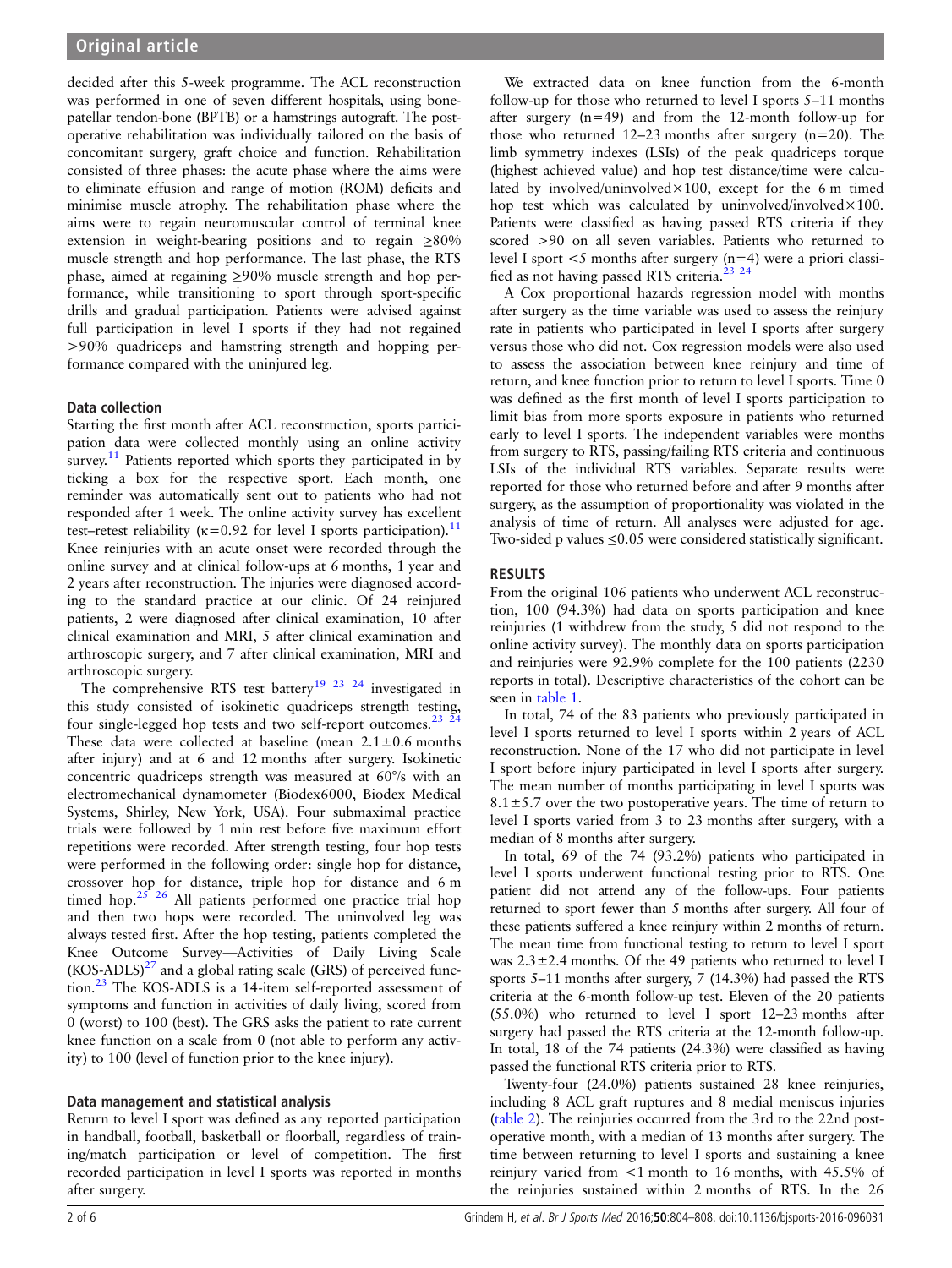decided after this 5-week programme. The ACL reconstruction was performed in one of seven different hospitals, using bone-patellar tendon-bone (BPTB) or a hamstrings autograft. The postoperative rehabilitation was individually tailored on the basis of concomitant surgery, graft choice and function. Rehabilitation consisted of three phases: the acute phase where the aims were to eliminate effusion and range of motion (ROM) deficits and minimise muscle atrophy. The rehabilitation phase where the aims were to regain neuromuscular control of terminal knee extension in weight-bearing positions and to regain ≥80% muscle strength and hop performance. The last phase, the RTS phase, aimed at regaining ≥90% muscle strength and hop performance, while transitioning to sport through sport-specific drills and gradual participation. Patients were advised against full participation in level I sports if they had not regained >90% quadriceps and hamstring strength and hopping performance compared with the uninjured leg.

### Data collection

Starting the first month after ACL reconstruction, sports participation data were collected monthly using an online activity survey.[11] Patients reported which sports they participated in by ticking a box for the respective sport. Each month, one reminder was automatically sent out to patients who had not responded after 1 week. The online activity survey has excellent test–retest reliability (κ=0.92 for level I sports participation).[11] Knee reinjuries with an acute onset were recorded through the online survey and at clinical follow-ups at 6 months, 1 year and 2 years after reconstruction. The injuries were diagnosed according to the standard practice at our clinic. Of 24 reinjured patients, 2 were diagnosed after clinical examination, 10 after clinical examination and MRI, 5 after clinical examination and arthroscopic surgery, and 7 after clinical examination, MRI and arthroscopic surgery.

The comprehensive RTS test battery[19 23 24] investigated in this study consisted of isokinetic quadriceps strength testing, four single-legged hop tests and two self-report outcomes.[23 24] These data were collected at baseline (mean 2.1±0.6 months after injury) and at 6 and 12 months after surgery. Isokinetic concentric quadriceps strength was measured at 60°/s with an electromechanical dynamometer (Biodex6000, Biodex Medical Systems, Shirley, New York, USA). Four submaximal practice trials were followed by 1 min rest before five maximum effort repetitions were recorded. After strength testing, four hop tests were performed in the following order: single hop for distance, crossover hop for distance, triple hop for distance and 6 m timed hop.[25 26] All patients performed one practice trial hop and then two hops were recorded. The uninvolved leg was always tested first. After the hop testing, patients completed the Knee Outcome Survey—Activities of Daily Living Scale (KOS-ADLS)[27] and a global rating scale (GRS) of perceived function.[23] The KOS-ADLS is a 14-item self-reported assessment of symptoms and function in activities of daily living, scored from 0 (worst) to 100 (best). The GRS asks the patient to rate current knee function on a scale from 0 (not able to perform any activity) to 100 (level of function prior to the knee injury).

### Data management and statistical analysis

Return to level I sport was defined as any reported participation in handball, football, basketball or floorball, regardless of training/match participation or level of competition. The first recorded participation in level I sports was reported in months after surgery.

We extracted data on knee function from the 6-month follow-up for those who returned to level I sports 5–11 months after surgery (n=49) and from the 12-month follow-up for those who returned 12–23 months after surgery (n=20). The limb symmetry indexes (LSIs) of the peak quadriceps torque (highest achieved value) and hop test distance/time were calculated by involved/uninvolved×100, except for the 6 m timed hop test which was calculated by uninvolved/involved×100. Patients were classified as having passed RTS criteria if they scored >90 on all seven variables. Patients who returned to level I sport <5 months after surgery (n=4) were a priori classified as not having passed RTS criteria.[23 24]

A Cox proportional hazards regression model with months after surgery as the time variable was used to assess the reinjury rate in patients who participated in level I sports after surgery versus those who did not. Cox regression models were also used to assess the association between knee reinjury and time of return, and knee function prior to return to level I sports. Time 0 was defined as the first month of level I sports participation to limit bias from more sports exposure in patients who returned early to level I sports. The independent variables were months from surgery to RTS, passing/failing RTS criteria and continuous LSIs of the individual RTS variables. Separate results were reported for those who returned before and after 9 months after surgery, as the assumption of proportionality was violated in the analysis of time of return. All analyses were adjusted for age. Two-sided p values ≤0.05 were considered statistically significant.

## RESULTS

From the original 106 patients who underwent ACL reconstruction, 100 (94.3%) had data on sports participation and knee reinjuries (1 withdrew from the study, 5 did not respond to the online activity survey). The monthly data on sports participation and reinjuries were 92.9% complete for the 100 patients (2230 reports in total). Descriptive characteristics of the cohort can be seen in table 1.

In total, 74 of the 83 patients who previously participated in level I sports returned to level I sports within 2 years of ACL reconstruction. None of the 17 who did not participate in level I sport before injury participated in level I sports after surgery. The mean number of months participating in level I sports was 8.1±5.7 over the two postoperative years. The time of return to level I sports varied from 3 to 23 months after surgery, with a median of 8 months after surgery.

In total, 69 of the 74 (93.2%) patients who participated in level I sports underwent functional testing prior to RTS. One patient did not attend any of the follow-ups. Four patients returned to sport fewer than 5 months after surgery. All four of these patients suffered a knee reinjury within 2 months of return. The mean time from functional testing to return to level I sport was 2.3±2.4 months. Of the 49 patients who returned to level I sports 5–11 months after surgery, 7 (14.3%) had passed the RTS criteria at the 6-month follow-up test. Eleven of the 20 patients (55.0%) who returned to level I sport 12–23 months after surgery had passed the RTS criteria at the 12-month follow-up. In total, 18 of the 74 patients (24.3%) were classified as having passed the functional RTS criteria prior to RTS.

Twenty-four (24.0%) patients sustained 28 knee reinjuries, including 8 ACL graft ruptures and 8 medial meniscus injuries (table 2). The reinjuries occurred from the 3rd to the 22nd postoperative month, with a median of 13 months after surgery. The time between returning to level I sports and sustaining a knee reinjury varied from <1 month to 16 months, with 45.5% of the reinjuries sustained within 2 months of RTS. In the 26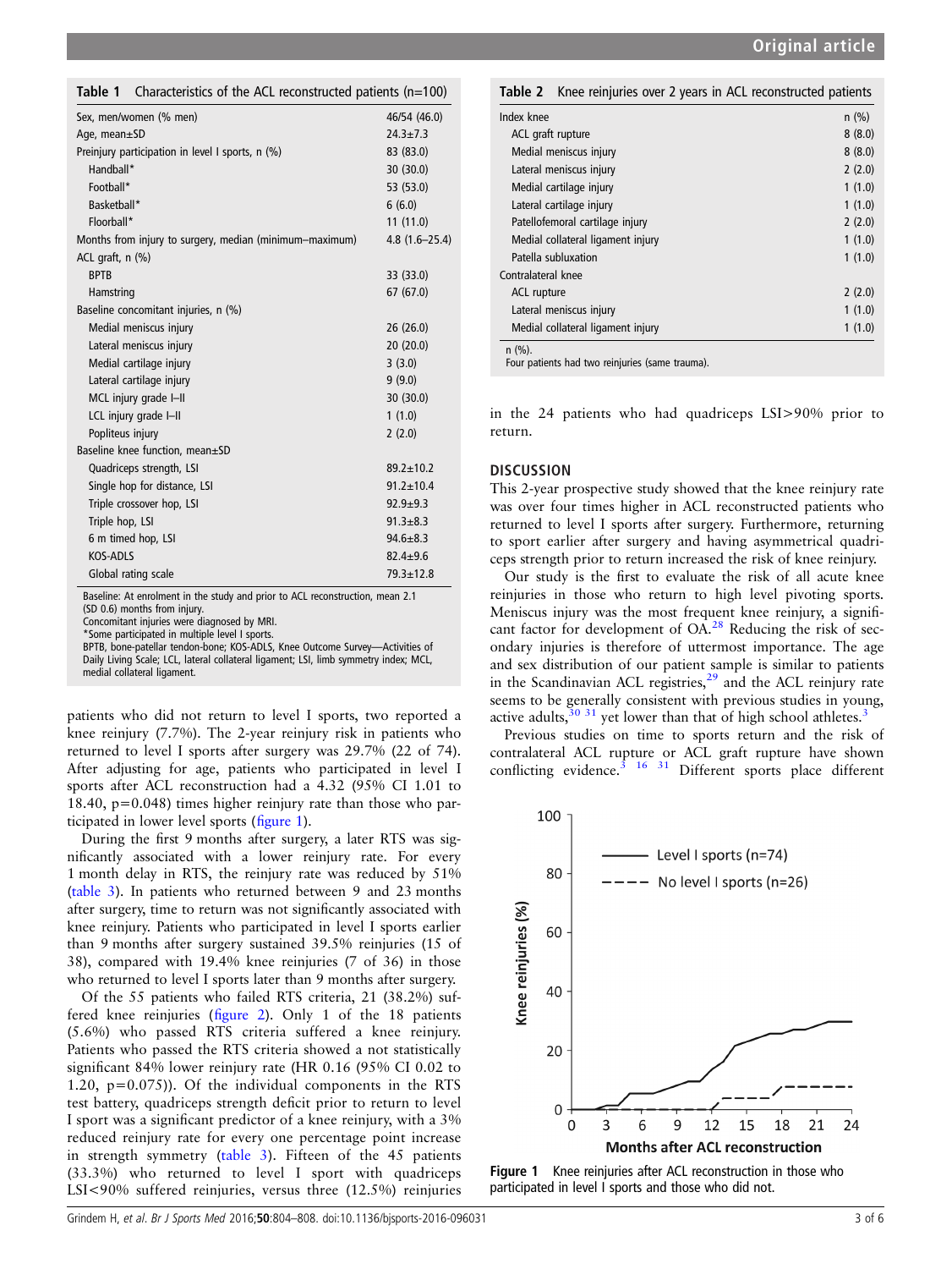**Table 1** Characteristics of the ACL reconstructed patients (n=100)

| | |
|---|---|
| Sex, men/women (% men) | 46/54 (46.0) |
| Age, mean±SD | 24.3±7.3 |
| Preinjury participation in level I sports, n (%) | 83 (83.0) |
| Handball* | 30 (30.0) |
| Football* | 53 (53.0) |
| Basketball* | 6 (6.0) |
| Floorball* | 11 (11.0) |
| Months from injury to surgery, median (minimum–maximum) | 4.8 (1.6–25.4) |
| ACL graft, n (%) | |
| BPTB | 33 (33.0) |
| Hamstring | 67 (67.0) |
| Baseline concomitant injuries, n (%) | |
| Medial meniscus injury | 26 (26.0) |
| Lateral meniscus injury | 20 (20.0) |
| Medial cartilage injury | 3 (3.0) |
| Lateral cartilage injury | 9 (9.0) |
| MCL injury grade I–II | 30 (30.0) |
| LCL injury grade I–II | 1 (1.0) |
| Popliteus injury | 2 (2.0) |
| Baseline knee function, mean±SD | |
| Quadriceps strength, LSI | 89.2±10.2 |
| Single hop for distance, LSI | 91.2±10.4 |
| Triple crossover hop, LSI | 92.9±9.3 |
| Triple hop, LSI | 91.3±8.3 |
| 6 m timed hop, LSI | 94.6±8.3 |
| KOS-ADLS | 82.4±9.6 |
| Global rating scale | 79.3±12.8 |

Baseline: At enrolment in the study and prior to ACL reconstruction, mean 2.1 (SD 0.6) months from injury.
Concomitant injuries were diagnosed by MRI.
*Some participated in multiple level I sports.
BPTB, bone-patellar tendon-bone; KOS-ADLS, Knee Outcome Survey—Activities of Daily Living Scale; LCL, lateral collateral ligament; LSI, limb symmetry index; MCL, medial collateral ligament.

patients who did not return to level I sports, two reported a knee reinjury (7.7%). The 2-year reinjury risk in patients who returned to level I sports after surgery was 29.7% (22 of 74). After adjusting for age, patients who participated in level I sports after ACL reconstruction had a 4.32 (95% CI 1.01 to 18.40, p=0.048) times higher reinjury rate than those who participated in lower level sports (figure 1).

During the first 9 months after surgery, a later RTS was significantly associated with a lower reinjury rate. For every 1 month delay in RTS, the reinjury rate was reduced by 51% (table 3). In patients who returned between 9 and 23 months after surgery, time to return was not significantly associated with knee reinjury. Patients who participated in level I sports earlier than 9 months after surgery sustained 39.5% reinjuries (15 of 38), compared with 19.4% knee reinjuries (7 of 36) in those who returned to level I sports later than 9 months after surgery.

Of the 55 patients who failed RTS criteria, 21 (38.2%) suffered knee reinjuries (figure 2). Only 1 of the 18 patients (5.6%) who passed RTS criteria suffered a knee reinjury. Patients who passed the RTS criteria showed a not statistically significant 84% lower reinjury rate (HR 0.16 (95% CI 0.02 to 1.20, p=0.075)). Of the individual components in the RTS test battery, quadriceps strength deficit prior to return to level I sport was a significant predictor of a knee reinjury, with a 3% reduced reinjury rate for every one percentage point increase in strength symmetry (table 3). Fifteen of the 45 patients (33.3%) who returned to level I sport with quadriceps LSI<90% suffered reinjuries, versus three (12.5%) reinjuries in the 24 patients who had quadriceps LSI>90% prior to return.

**Table 2** Knee reinjuries over 2 years in ACL reconstructed patients

| | n (%) |
|---|---|
| Index knee | |
| ACL graft rupture | 8 (8.0) |
| Medial meniscus injury | 8 (8.0) |
| Lateral meniscus injury | 2 (2.0) |
| Medial cartilage injury | 1 (1.0) |
| Lateral cartilage injury | 1 (1.0) |
| Patellofemoral cartilage injury | 2 (2.0) |
| Medial collateral ligament injury | 1 (1.0) |
| Patella subluxation | 1 (1.0) |
| Contralateral knee | |
| ACL rupture | 2 (2.0) |
| Lateral meniscus injury | 1 (1.0) |
| Medial collateral ligament injury | 1 (1.0) |

n (%).
Four patients had two reinjuries (same trauma).

## DISCUSSION

This 2-year prospective study showed that the knee reinjury rate was over four times higher in ACL reconstructed patients who returned to level I sports after surgery. Furthermore, returning to sport earlier after surgery and having asymmetrical quadriceps strength prior to return increased the risk of knee reinjury.

Our study is the first to evaluate the risk of all acute knee reinjuries in those who return to high level pivoting sports. Meniscus injury was the most frequent knee reinjury, a significant factor for development of OA.[28] Reducing the risk of secondary injuries is therefore of uttermost importance. The age and sex distribution of our patient sample is similar to patients in the Scandinavian ACL registries,[29] and the ACL reinjury rate seems to be generally consistent with previous studies in young, active adults,[30 31] yet lower than that of high school athletes.[3]

Previous studies on time to sports return and the risk of contralateral ACL rupture or ACL graft rupture have shown conflicting evidence.[3 16 31] Different sports place different

Figure 1 Knee reinjuries after ACL reconstruction in those who participated in level I sports and those who did not.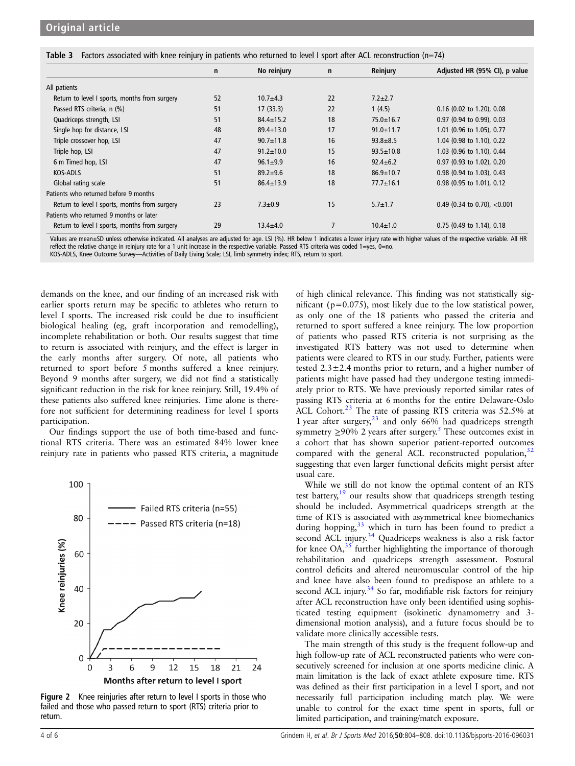**Table 3** Factors associated with knee reinjury in patients who returned to level I sport after ACL reconstruction (n=74)

| | n | No reinjury | n | Reinjury | Adjusted HR (95% CI), p value |
|---|---|---|---|---|---|
| All patients | | | | | |
| Return to level I sports, months from surgery | 52 | 10.7±4.3 | 22 | 7.2±2.7 | |
| Passed RTS criteria, n (%) | 51 | 17 (33.3) | 22 | 1 (4.5) | 0.16 (0.02 to 1.20), 0.08 |
| Quadriceps strength, LSI | 51 | 84.4±15.2 | 18 | 75.0±16.7 | 0.97 (0.94 to 0.99), 0.03 |
| Single hop for distance, LSI | 48 | 89.4±13.0 | 17 | 91.0±11.7 | 1.01 (0.96 to 1.05), 0.77 |
| Triple crossover hop, LSI | 47 | 90.7±11.8 | 16 | 93.8±8.5 | 1.04 (0.98 to 1.10), 0.22 |
| Triple hop, LSI | 47 | 91.2±10.0 | 15 | 93.5±10.8 | 1.03 (0.96 to 1.10), 0.44 |
| 6 m Timed hop, LSI | 47 | 96.1±9.9 | 16 | 92.4±6.2 | 0.97 (0.93 to 1.02), 0.20 |
| KOS-ADLS | 51 | 89.2±9.6 | 18 | 86.9±10.7 | 0.98 (0.94 to 1.03), 0.43 |
| Global rating scale | 51 | 86.4±13.9 | 18 | 77.7±16.1 | 0.98 (0.95 to 1.01), 0.12 |
| Patients who returned before 9 months | | | | | |
| Return to level I sports, months from surgery | 23 | 7.3±0.9 | 15 | 5.7±1.7 | 0.49 (0.34 to 0.70), <0.001 |
| Patients who returned 9 months or later | | | | | |
| Return to level I sports, months from surgery | 29 | 13.4±4.0 | 7 | 10.4±1.0 | 0.75 (0.49 to 1.14), 0.18 |

Values are mean±SD unless otherwise indicated. All analyses are adjusted for age. LSI (%). HR below 1 indicates a lower injury rate with higher values of the respective variable. All HR reflect the relative change in reinjury rate for a 1 unit increase in the respective variable. Passed RTS criteria was coded 1=yes, 0=no.
KOS-ADLS, Knee Outcome Survey—Activities of Daily Living Scale; LSI, limb symmetry index; RTS, return to sport.

demands on the knee, and our finding of an increased risk with earlier sports return may be specific to athletes who return to level I sports. The increased risk could be due to insufficient biological healing (eg, graft incorporation and remodelling), incomplete rehabilitation or both. Our results suggest that time to return is associated with reinjury, and the effect is larger in the early months after surgery. Of note, all patients who returned to sport before 5 months suffered a knee reinjury. Beyond 9 months after surgery, we did not find a statistically significant reduction in the risk for knee reinjury. Still, 19.4% of these patients also suffered knee reinjuries. Time alone is therefore not sufficient for determining readiness for level I sports participation.

Our findings support the use of both time-based and functional RTS criteria. There was an estimated 84% lower knee reinjury rate in patients who passed RTS criteria, a magnitude of high clinical relevance. This finding was not statistically significant (p=0.075), most likely due to the low statistical power, as only one of the 18 patients who passed the criteria and returned to sport suffered a knee reinjury. The low proportion of patients who passed RTS criteria is not surprising as the investigated RTS battery was not used to determine when patients were cleared to RTS in our study. Further, patients were tested 2.3±2.4 months prior to return, and a higher number of patients might have passed had they undergone testing immediately prior to RTS. We have previously reported similar rates of passing RTS criteria at 6 months for the entire Delaware-Oslo ACL Cohort.[23] The rate of passing RTS criteria was 52.5% at 1 year after surgery,[23] and only 66% had quadriceps strength symmetry ≥90% 2 years after surgery.[5] These outcomes exist in a cohort that has shown superior patient-reported outcomes compared with the general ACL reconstructed population,[32] suggesting that even larger functional deficits might persist after usual care.

While we still do not know the optimal content of an RTS test battery,[19] our results show that quadriceps strength testing should be included. Asymmetrical quadriceps strength at the time of RTS is associated with asymmetrical knee biomechanics during hopping,[33] which in turn has been found to predict a second ACL injury.[34] Quadriceps weakness is also a risk factor for knee OA,[35] further highlighting the importance of thorough rehabilitation and quadriceps strength assessment. Postural control deficits and altered neuromuscular control of the hip and knee have also been found to predispose an athlete to a second ACL injury.[34] So far, modifiable risk factors for reinjury after ACL reconstruction have only been identified using sophisticated testing equipment (isokinetic dynamometry and 3-dimensional motion analysis), and a future focus should be to validate more clinically accessible tests.

The main strength of this study is the frequent follow-up and high follow-up rate of ACL reconstructed patients who were consecutively screened for inclusion at one sports medicine clinic. A main limitation is the lack of exact athlete exposure time. RTS was defined as their first participation in a level I sport, and not necessarily full participation including match play. We were unable to control for the exact time spent in sports, full or limited participation, and training/match exposure.

**Figure 2** Knee reinjuries after return to level I sports in those who failed and those who passed return to sport (RTS) criteria prior to return.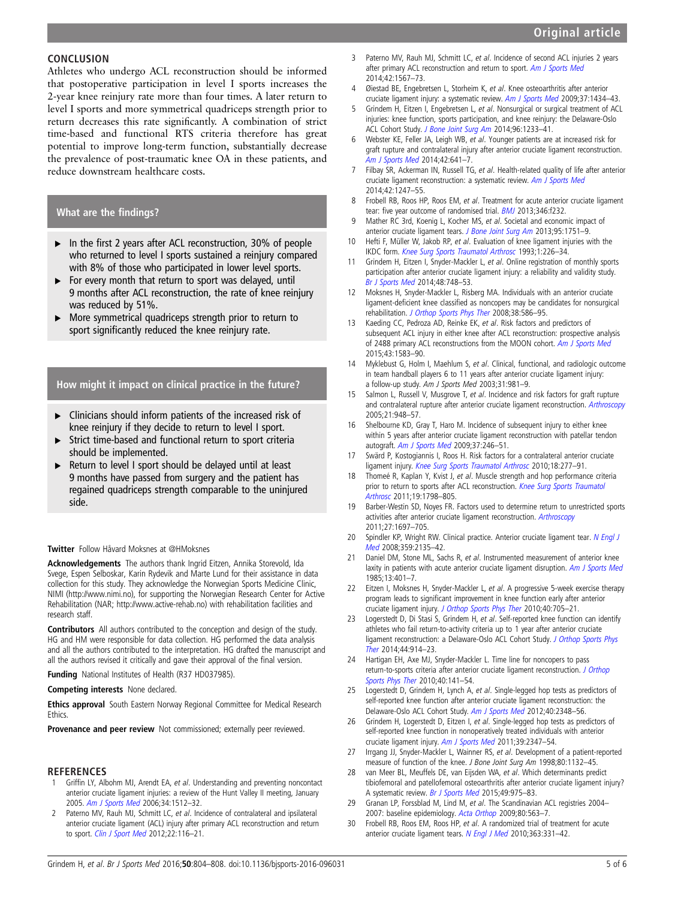## CONCLUSION

Athletes who undergo ACL reconstruction should be informed that postoperative participation in level I sports increases the 2-year knee reinjury rate more than four times. A later return to level I sports and more symmetrical quadriceps strength prior to return decreases this rate significantly. A combination of strict time-based and functional RTS criteria therefore has great potential to improve long-term function, substantially decrease the prevalence of post-traumatic knee OA in these patients, and reduce downstream healthcare costs.

### What are the findings?

- In the first 2 years after ACL reconstruction, 30% of people who returned to level I sports sustained a reinjury compared with 8% of those who participated in lower level sports.
- For every month that return to sport was delayed, until 9 months after ACL reconstruction, the rate of knee reinjury was reduced by 51%.
- More symmetrical quadriceps strength prior to return to sport significantly reduced the knee reinjury rate.

### How might it impact on clinical practice in the future?

- Clinicians should inform patients of the increased risk of knee reinjury if they decide to return to level I sport.
- Strict time-based and functional return to sport criteria should be implemented.
- Return to level I sport should be delayed until at least 9 months have passed from surgery and the patient has regained quadriceps strength comparable to the uninjured side.

**Twitter** Follow Håvard Moksnes at @HMoksnes

**Acknowledgements** The authors thank Ingrid Eitzen, Annika Storevold, Ida Svege, Espen Selboskar, Karin Rydevik and Marte Lund for their assistance in data collection for this study. They acknowledge the Norwegian Sports Medicine Clinic, NIMI (http://www.nimi.no), for supporting the Norwegian Research Center for Active Rehabilitation (NAR; http://www.active-rehab.no) with rehabilitation facilities and research staff.

**Contributors** All authors contributed to the conception and design of the study. HG and HM were responsible for data collection. HG performed the data analysis and all the authors contributed to the interpretation. HG drafted the manuscript and all the authors revised it critically and gave their approval of the final version.

**Funding** National Institutes of Health (R37 HD037985).

**Competing interests** None declared.

**Ethics approval** South Eastern Norway Regional Committee for Medical Research Ethics.

**Provenance and peer review** Not commissioned; externally peer reviewed.

## REFERENCES

1. Griffin LY, Albohm MJ, Arendt EA, *et al*. Understanding and preventing noncontact anterior cruciate ligament injuries: a review of the Hunt Valley II meeting, January 2005. *Am J Sports Med* 2006;34:1512–32.
2. Paterno MV, Rauh MJ, Schmitt LC, *et al*. Incidence of contralateral and ipsilateral anterior cruciate ligament (ACL) injury after primary ACL reconstruction and return to sport. *Clin J Sport Med* 2012;22:116–21.
3. Paterno MV, Rauh MJ, Schmitt LC, *et al*. Incidence of second ACL injuries 2 years after primary ACL reconstruction and return to sport. *Am J Sports Med* 2014;42:1567–73.
4. Øiestad BE, Engebretsen L, Storheim K, *et al*. Knee osteoarthritis after anterior cruciate ligament injury: a systematic review. *Am J Sports Med* 2009;37:1434–43.
5. Grindem H, Eitzen I, Engebretsen L, *et al*. Nonsurgical or surgical treatment of ACL injuries: knee function, sports participation, and knee reinjury: the Delaware-Oslo ACL Cohort Study. *J Bone Joint Surg Am* 2014;96:1233–41.
6. Webster KE, Feller JA, Leigh WB, *et al*. Younger patients are at increased risk for graft rupture and contralateral injury after anterior cruciate ligament reconstruction. *Am J Sports Med* 2014;42:641–7.
7. Filbay SR, Ackerman IN, Russell TG, *et al*. Health-related quality of life after anterior cruciate ligament reconstruction: a systematic review. *Am J Sports Med* 2014;42:1247–55.
8. Frobell RB, Roos HP, Roos EM, *et al*. Treatment for acute anterior cruciate ligament tear: five year outcome of randomised trial. *BMJ* 2013;346:f232.
9. Mather RC 3rd, Koenig L, Kocher MS, *et al*. Societal and economic impact of anterior cruciate ligament tears. *J Bone Joint Surg Am* 2013;95:1751–9.
10. Hefti F, Müller W, Jakob RP, *et al*. Evaluation of knee ligament injuries with the IKDC form. *Knee Surg Sports Traumatol Arthrosc* 1993;1:226–34.
11. Grindem H, Eitzen I, Snyder-Mackler L, *et al*. Online registration of monthly sports participation after anterior cruciate ligament injury: a reliability and validity study. *Br J Sports Med* 2014;48:748–53.
12. Moksnes H, Snyder-Mackler L, Risberg MA. Individuals with an anterior cruciate ligament-deficient knee classified as noncopers may be candidates for nonsurgical rehabilitation. *J Orthop Sports Phys Ther* 2008;38:586–95.
13. Kaeding CC, Pedroza AD, Reinke EK, *et al*. Risk factors and predictors of subsequent ACL injury in either knee after ACL reconstruction: prospective analysis of 2488 primary ACL reconstructions from the MOON cohort. *Am J Sports Med* 2015;43:1583–90.
14. Myklebust G, Holm I, Maehlum S, *et al*. Clinical, functional, and radiologic outcome in team handball players 6 to 11 years after anterior cruciate ligament injury: a follow-up study. *Am J Sports Med* 2003;31:981–9.
15. Salmon L, Russell V, Musgrove T, *et al*. Incidence and risk factors for graft rupture and contralateral rupture after anterior cruciate ligament reconstruction. *Arthroscopy* 2005;21:948–57.
16. Shelbourne KD, Gray T, Haro M. Incidence of subsequent injury to either knee within 5 years after anterior cruciate ligament reconstruction with patellar tendon autograft. *Am J Sports Med* 2009;37:246–51.
17. Swärd P, Kostogiannis I, Roos H. Risk factors for a contralateral anterior cruciate ligament injury. *Knee Surg Sports Traumatol Arthrosc* 2010;18:277–91.
18. Thomeé R, Kaplan Y, Kvist J, *et al*. Muscle strength and hop performance criteria prior to return to sports after ACL reconstruction. *Knee Surg Sports Traumatol Arthrosc* 2011;19:1798–805.
19. Barber-Westin SD, Noyes FR. Factors used to determine return to unrestricted sports activities after anterior cruciate ligament reconstruction. *Arthroscopy* 2011;27:1697–705.
20. Spindler KP, Wright RW. Clinical practice. Anterior cruciate ligament tear. *N Engl J Med* 2008;359:2135–42.
21. Daniel DM, Stone ML, Sachs R, *et al*. Instrumented measurement of anterior knee laxity in patients with acute anterior cruciate ligament disruption. *Am J Sports Med* 1985;13:401–7.
22. Eitzen I, Moksnes H, Snyder-Mackler L, *et al*. A progressive 5-week exercise therapy program leads to significant improvement in knee function early after anterior cruciate ligament injury. *J Orthop Sports Phys Ther* 2010;40:705–21.
23. Logerstedt D, Di Stasi S, Grindem H, *et al*. Self-reported knee function can identify athletes who fail return-to-activity criteria up to 1 year after anterior cruciate ligament reconstruction: a Delaware-Oslo ACL Cohort Study. *J Orthop Sports Phys Ther* 2014;44:914–23.
24. Hartigan EH, Axe MJ, Snyder-Mackler L. Time line for noncopers to pass return-to-sports criteria after anterior cruciate ligament reconstruction. *J Orthop Sports Phys Ther* 2010;40:141–54.
25. Logerstedt D, Grindem H, Lynch A, *et al*. Single-legged hop tests as predictors of self-reported knee function after anterior cruciate ligament reconstruction: the Delaware-Oslo ACL Cohort Study. *Am J Sports Med* 2012;40:2348–56.
26. Grindem H, Logerstedt D, Eitzen I, *et al*. Single-legged hop tests as predictors of self-reported knee function in nonoperatively treated individuals with anterior cruciate ligament injury. *Am J Sports Med* 2011;39:2347–54.
27. Irrgang JJ, Snyder-Mackler L, Wainner RS, *et al*. Development of a patient-reported measure of function of the knee. *J Bone Joint Surg Am* 1998;80:1132–45.
28. van Meer BL, Meuffels DE, van Eijsden WA, *et al*. Which determinants predict tibiofemoral and patellofemoral osteoarthritis after anterior cruciate ligament injury? A systematic review. *Br J Sports Med* 2015;49:975–83.
29. Granan LP, Forssblad M, Lind M, *et al*. The Scandinavian ACL registries 2004–2007: baseline epidemiology. *Acta Orthop* 2009;80:563–7.
30. Frobell RB, Roos EM, Roos HP, *et al*. A randomized trial of treatment for acute anterior cruciate ligament tears. *N Engl J Med* 2010;363:331–42.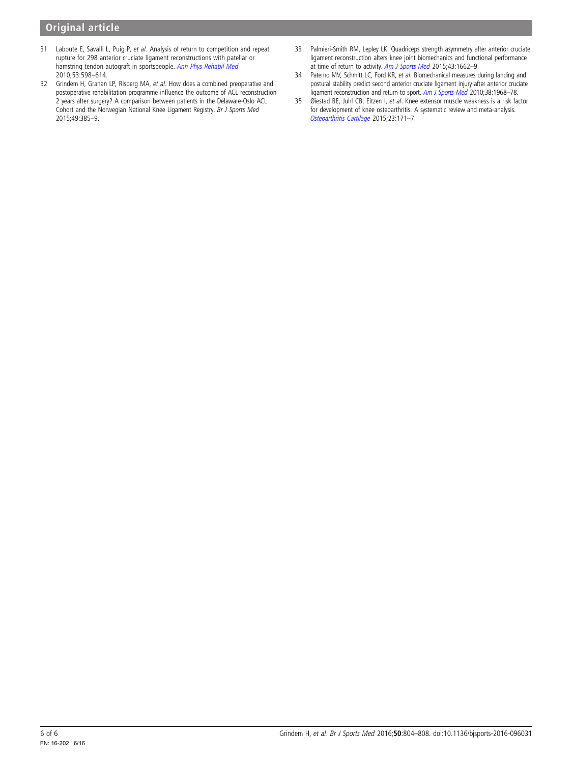31 Laboute E, Savalli L, Puig P, *et al*. Analysis of return to competition and repeat rupture for 298 anterior cruciate ligament reconstructions with patellar or hamstring tendon autograft in sportspeople. *Ann Phys Rehabil Med* 2010;53:598–614.

32 Grindem H, Granan LP, Risberg MA, *et al*. How does a combined preoperative and postoperative rehabilitation programme influence the outcome of ACL reconstruction 2 years after surgery? A comparison between patients in the Delaware-Oslo ACL Cohort and the Norwegian National Knee Ligament Registry. *Br J Sports Med* 2015;49:385–9.

33 Palmieri-Smith RM, Lepley LK. Quadriceps strength asymmetry after anterior cruciate ligament reconstruction alters knee joint biomechanics and functional performance at time of return to activity. *Am J Sports Med* 2015;43:1662–9.

34 Paterno MV, Schmitt LC, Ford KR, *et al*. Biomechanical measures during landing and postural stability predict second anterior cruciate ligament injury after anterior cruciate ligament reconstruction and return to sport. *Am J Sports Med* 2010;38:1968–78.

35 Øiestad BE, Juhl CB, Eitzen I, *et al*. Knee extensor muscle weakness is a risk factor for development of knee osteoarthritis. A systematic review and meta-analysis. *Osteoarthritis Cartilage* 2015;23:171–7.